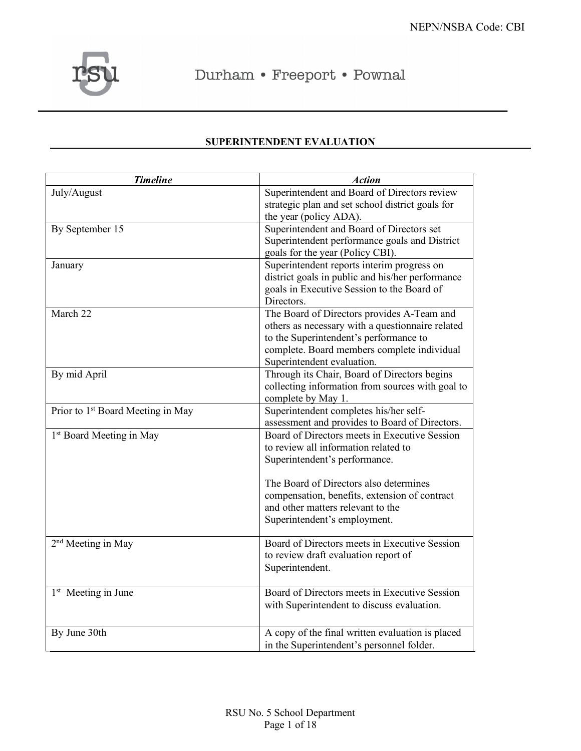NEPN/NSBA Code: CBI

Durham • Freeport • Pownal

# SUPERINTENDENT EVALUATION

| *Timeline* | *Action* |
|---|---|
| July/August | Superintendent and Board of Directors review strategic plan and set school district goals for the year (policy ADA). |
| By September 15 | Superintendent and Board of Directors set Superintendent performance goals and District goals for the year (Policy CBI). |
| January | Superintendent reports interim progress on district goals in public and his/her performance goals in Executive Session to the Board of Directors. |
| March 22 | The Board of Directors provides A-Team and others as necessary with a questionnaire related to the Superintendent's performance to complete. Board members complete individual Superintendent evaluation. |
| By mid April | Through its Chair, Board of Directors begins collecting information from sources with goal to complete by May 1. |
| Prior to 1st Board Meeting in May | Superintendent completes his/her self-assessment and provides to Board of Directors. |
| 1st Board Meeting in May | Board of Directors meets in Executive Session to review all information related to Superintendent's performance.<br><br>The Board of Directors also determines compensation, benefits, extension of contract and other matters relevant to the Superintendent's employment. |
| 2nd Meeting in May | Board of Directors meets in Executive Session to review draft evaluation report of Superintendent. |
| 1st Meeting in June | Board of Directors meets in Executive Session with Superintendent to discuss evaluation. |
| By June 30th | A copy of the final written evaluation is placed in the Superintendent's personnel folder. |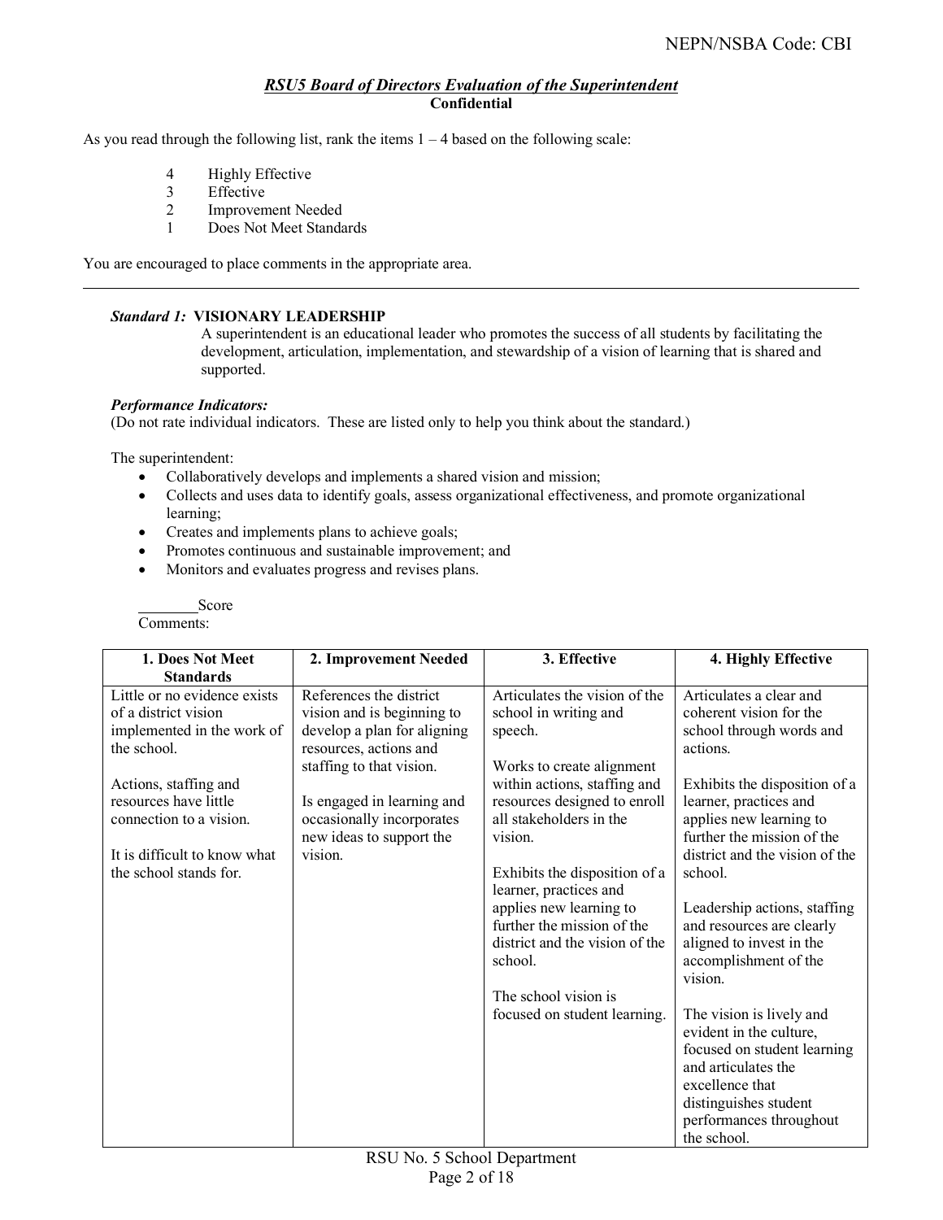### *RSU5 Board of Directors Evaluation of the Superintendent*

**Confidential**

As you read through the following list, rank the items 1 – 4 based on the following scale:

- 4 Highly Effective
- 3 Effective
- 2 Improvement Needed
- 1 Does Not Meet Standards

You are encouraged to place comments in the appropriate area.

---

***Standard 1:*** **VISIONARY LEADERSHIP**

A superintendent is an educational leader who promotes the success of all students by facilitating the development, articulation, implementation, and stewardship of a vision of learning that is shared and supported.

***Performance Indicators:***

(Do not rate individual indicators. These are listed only to help you think about the standard.)

The superintendent:

- Collaboratively develops and implements a shared vision and mission;
- Collects and uses data to identify goals, assess organizational effectiveness, and promote organizational learning;
- Creates and implements plans to achieve goals;
- Promotes continuous and sustainable improvement; and
- Monitors and evaluates progress and revises plans.

________Score

Comments:

| 1. Does Not Meet Standards | 2. Improvement Needed | 3. Effective | 4. Highly Effective |
|---|---|---|---|
| Little or no evidence exists of a district vision implemented in the work of the school.<br><br>Actions, staffing and resources have little connection to a vision.<br><br>It is difficult to know what the school stands for. | References the district vision and is beginning to develop a plan for aligning resources, actions and staffing to that vision.<br><br>Is engaged in learning and occasionally incorporates new ideas to support the vision. | Articulates the vision of the school in writing and speech.<br><br>Works to create alignment within actions, staffing and resources designed to enroll all stakeholders in the vision.<br><br>Exhibits the disposition of a learner, practices and applies new learning to further the mission of the district and the vision of the school.<br><br>The school vision is focused on student learning. | Articulates a clear and coherent vision for the school through words and actions.<br><br>Exhibits the disposition of a learner, practices and applies new learning to further the mission of the district and the vision of the school.<br><br>Leadership actions, staffing and resources are clearly aligned to invest in the accomplishment of the vision.<br><br>The vision is lively and evident in the culture, focused on student learning and articulates the excellence that distinguishes student performances throughout the school. |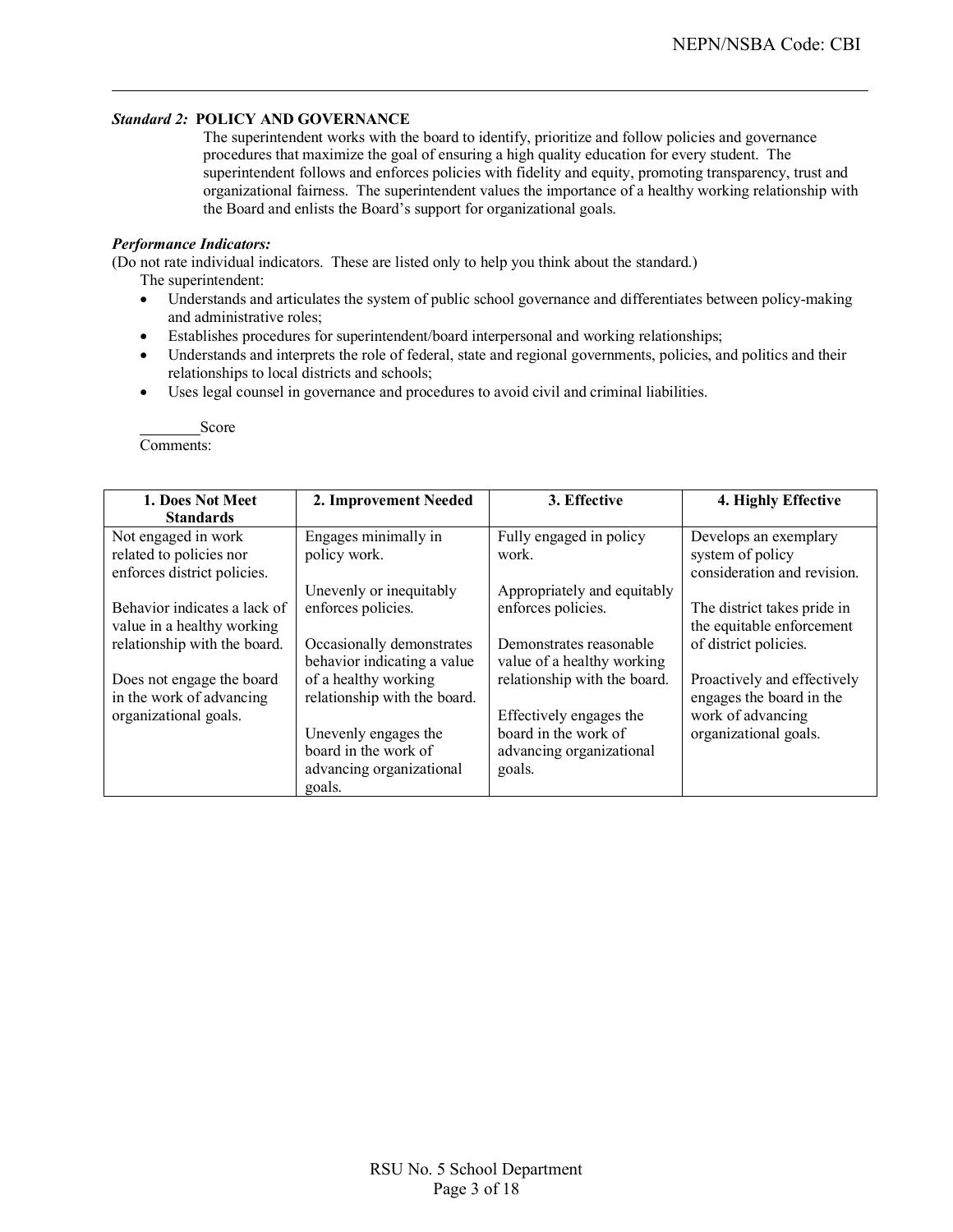***Standard 2:*** **POLICY AND GOVERNANCE**

The superintendent works with the board to identify, prioritize and follow policies and governance procedures that maximize the goal of ensuring a high quality education for every student. The superintendent follows and enforces policies with fidelity and equity, promoting transparency, trust and organizational fairness. The superintendent values the importance of a healthy working relationship with the Board and enlists the Board's support for organizational goals.

***Performance Indicators:***

(Do not rate individual indicators. These are listed only to help you think about the standard.)

The superintendent:

- Understands and articulates the system of public school governance and differentiates between policy-making and administrative roles;
- Establishes procedures for superintendent/board interpersonal and working relationships;
- Understands and interprets the role of federal, state and regional governments, policies, and politics and their relationships to local districts and schools;
- Uses legal counsel in governance and procedures to avoid civil and criminal liabilities.

________Score

Comments:

| 1. Does Not Meet Standards | 2. Improvement Needed | 3. Effective | 4. Highly Effective |
|---|---|---|---|
| Not engaged in work related to policies nor enforces district policies.<br><br>Behavior indicates a lack of value in a healthy working relationship with the board.<br><br>Does not engage the board in the work of advancing organizational goals. | Engages minimally in policy work.<br><br>Unevenly or inequitably enforces policies.<br><br>Occasionally demonstrates behavior indicating a value of a healthy working relationship with the board.<br><br>Unevenly engages the board in the work of advancing organizational goals. | Fully engaged in policy work.<br><br>Appropriately and equitably enforces policies.<br><br>Demonstrates reasonable value of a healthy working relationship with the board.<br><br>Effectively engages the board in the work of advancing organizational goals. | Develops an exemplary system of policy consideration and revision.<br><br>The district takes pride in the equitable enforcement of district policies.<br><br>Proactively and effectively engages the board in the work of advancing organizational goals. |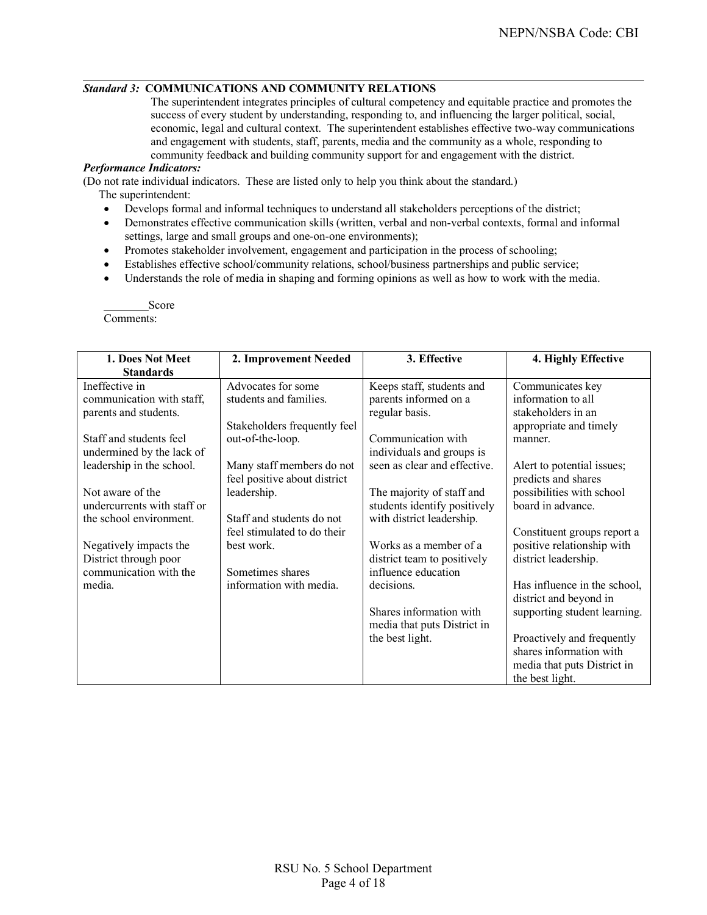***Standard 3:* COMMUNICATIONS AND COMMUNITY RELATIONS**

The superintendent integrates principles of cultural competency and equitable practice and promotes the success of every student by understanding, responding to, and influencing the larger political, social, economic, legal and cultural context. The superintendent establishes effective two-way communications and engagement with students, staff, parents, media and the community as a whole, responding to community feedback and building community support for and engagement with the district.

***Performance Indicators:***

(Do not rate individual indicators. These are listed only to help you think about the standard.)

The superintendent:

- Develops formal and informal techniques to understand all stakeholders perceptions of the district;
- Demonstrates effective communication skills (written, verbal and non-verbal contexts, formal and informal settings, large and small groups and one-on-one environments);
- Promotes stakeholder involvement, engagement and participation in the process of schooling;
- Establishes effective school/community relations, school/business partnerships and public service;
- Understands the role of media in shaping and forming opinions as well as how to work with the media.

________Score

Comments:

| 1. Does Not Meet Standards | 2. Improvement Needed | 3. Effective | 4. Highly Effective |
|---|---|---|---|
| Ineffective in communication with staff, parents and students.<br><br>Staff and students feel undermined by the lack of leadership in the school.<br><br>Not aware of the undercurrents with staff or the school environment.<br><br>Negatively impacts the District through poor communication with the media. | Advocates for some students and families.<br><br>Stakeholders frequently feel out-of-the-loop.<br><br>Many staff members do not feel positive about district leadership.<br><br>Staff and students do not feel stimulated to do their best work.<br><br>Sometimes shares information with media. | Keeps staff, students and parents informed on a regular basis.<br><br>Communication with individuals and groups is seen as clear and effective.<br><br>The majority of staff and students identify positively with district leadership.<br><br>Works as a member of a district team to positively influence education decisions.<br><br>Shares information with media that puts District in the best light. | Communicates key information to all stakeholders in an appropriate and timely manner.<br><br>Alert to potential issues; predicts and shares possibilities with school board in advance.<br><br>Constituent groups report a positive relationship with district leadership.<br><br>Has influence in the school, district and beyond in supporting student learning.<br><br>Proactively and frequently shares information with media that puts District in the best light. |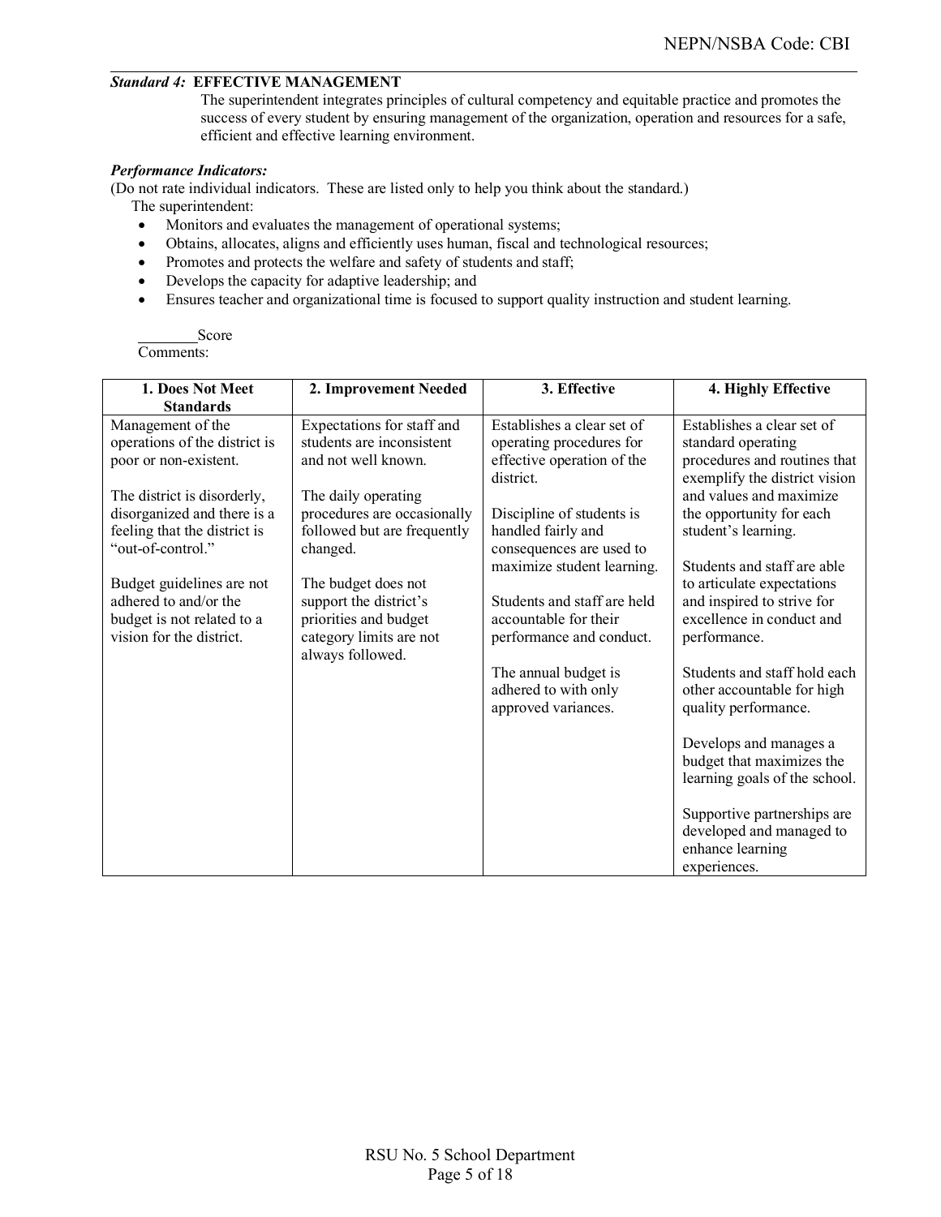***Standard 4:*** **EFFECTIVE MANAGEMENT**

The superintendent integrates principles of cultural competency and equitable practice and promotes the success of every student by ensuring management of the organization, operation and resources for a safe, efficient and effective learning environment.

***Performance Indicators:***

(Do not rate individual indicators. These are listed only to help you think about the standard.)

The superintendent:

- Monitors and evaluates the management of operational systems;
- Obtains, allocates, aligns and efficiently uses human, fiscal and technological resources;
- Promotes and protects the welfare and safety of students and staff;
- Develops the capacity for adaptive leadership; and
- Ensures teacher and organizational time is focused to support quality instruction and student learning.

________Score

Comments:

| 1. Does Not Meet Standards | 2. Improvement Needed | 3. Effective | 4. Highly Effective |
|---|---|---|---|
| Management of the operations of the district is poor or non-existent.<br><br>The district is disorderly, disorganized and there is a feeling that the district is "out-of-control."<br><br>Budget guidelines are not adhered to and/or the budget is not related to a vision for the district. | Expectations for staff and students are inconsistent and not well known.<br><br>The daily operating procedures are occasionally followed but are frequently changed.<br><br>The budget does not support the district's priorities and budget category limits are not always followed. | Establishes a clear set of operating procedures for effective operation of the district.<br><br>Discipline of students is handled fairly and consequences are used to maximize student learning.<br><br>Students and staff are held accountable for their performance and conduct.<br><br>The annual budget is adhered to with only approved variances. | Establishes a clear set of standard operating procedures and routines that exemplify the district vision and values and maximize the opportunity for each student's learning.<br><br>Students and staff are able to articulate expectations and inspired to strive for excellence in conduct and performance.<br><br>Students and staff hold each other accountable for high quality performance.<br><br>Develops and manages a budget that maximizes the learning goals of the school.<br><br>Supportive partnerships are developed and managed to enhance learning experiences. |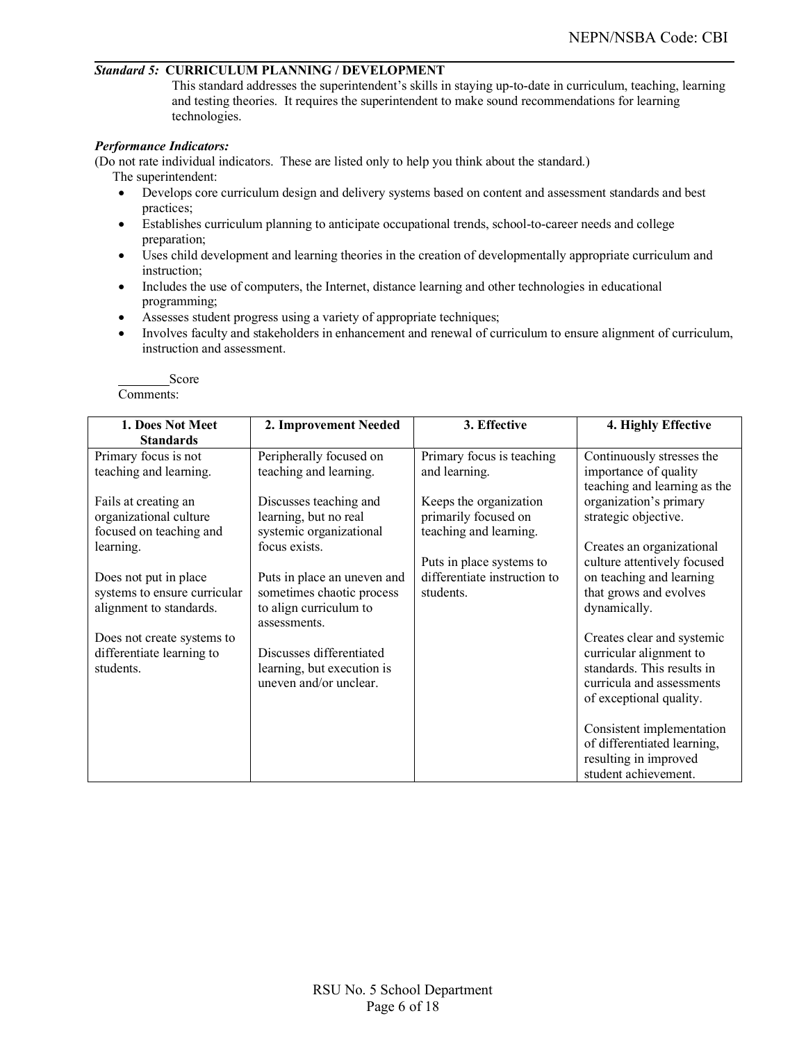***Standard 5:*** **CURRICULUM PLANNING / DEVELOPMENT**

This standard addresses the superintendent's skills in staying up-to-date in curriculum, teaching, learning and testing theories. It requires the superintendent to make sound recommendations for learning technologies.

***Performance Indicators:***

(Do not rate individual indicators. These are listed only to help you think about the standard.)

The superintendent:

- Develops core curriculum design and delivery systems based on content and assessment standards and best practices;
- Establishes curriculum planning to anticipate occupational trends, school-to-career needs and college preparation;
- Uses child development and learning theories in the creation of developmentally appropriate curriculum and instruction;
- Includes the use of computers, the Internet, distance learning and other technologies in educational programming;
- Assesses student progress using a variety of appropriate techniques;
- Involves faculty and stakeholders in enhancement and renewal of curriculum to ensure alignment of curriculum, instruction and assessment.

________Score

Comments:

| 1. Does Not Meet Standards | 2. Improvement Needed | 3. Effective | 4. Highly Effective |
|---|---|---|---|
| Primary focus is not teaching and learning.<br><br>Fails at creating an organizational culture focused on teaching and learning.<br><br>Does not put in place systems to ensure curricular alignment to standards.<br><br>Does not create systems to differentiate learning to students. | Peripherally focused on teaching and learning.<br><br>Discusses teaching and learning, but no real systemic organizational focus exists.<br><br>Puts in place an uneven and sometimes chaotic process to align curriculum to assessments.<br><br>Discusses differentiated learning, but execution is uneven and/or unclear. | Primary focus is teaching and learning.<br><br>Keeps the organization primarily focused on teaching and learning.<br><br>Puts in place systems to differentiate instruction to students. | Continuously stresses the importance of quality teaching and learning as the organization's primary strategic objective.<br><br>Creates an organizational culture attentively focused on teaching and learning that grows and evolves dynamically.<br><br>Creates clear and systemic curricular alignment to standards. This results in curricula and assessments of exceptional quality.<br><br>Consistent implementation of differentiated learning, resulting in improved student achievement. |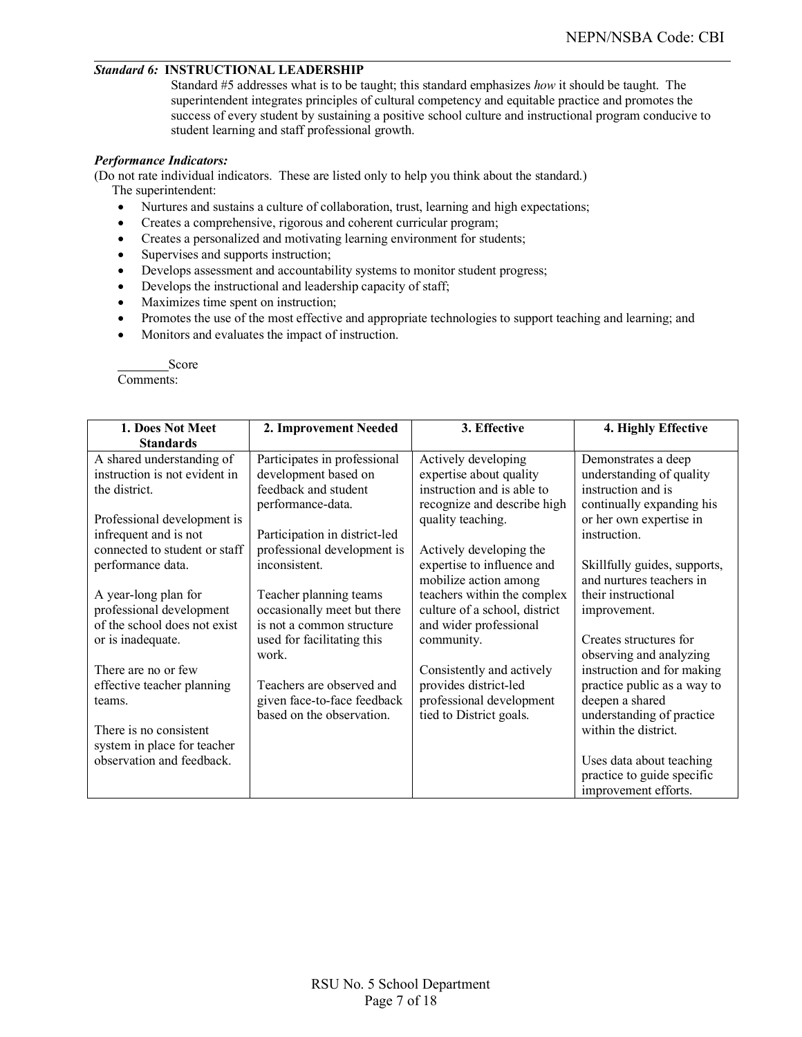### *Standard 6:* INSTRUCTIONAL LEADERSHIP

Standard #5 addresses what is to be taught; this standard emphasizes *how* it should be taught. The superintendent integrates principles of cultural competency and equitable practice and promotes the success of every student by sustaining a positive school culture and instructional program conducive to student learning and staff professional growth.

***Performance Indicators:***

(Do not rate individual indicators. These are listed only to help you think about the standard.)

The superintendent:

- Nurtures and sustains a culture of collaboration, trust, learning and high expectations;
- Creates a comprehensive, rigorous and coherent curricular program;
- Creates a personalized and motivating learning environment for students;
- Supervises and supports instruction;
- Develops assessment and accountability systems to monitor student progress;
- Develops the instructional and leadership capacity of staff;
- Maximizes time spent on instruction;
- Promotes the use of the most effective and appropriate technologies to support teaching and learning; and
- Monitors and evaluates the impact of instruction.

________Score

Comments:

| 1. Does Not Meet Standards | 2. Improvement Needed | 3. Effective | 4. Highly Effective |
|---|---|---|---|
| A shared understanding of instruction is not evident in the district.<br><br>Professional development is infrequent and is not connected to student or staff performance data.<br><br>A year-long plan for professional development of the school does not exist or is inadequate.<br><br>There are no or few effective teacher planning teams.<br><br>There is no consistent system in place for teacher observation and feedback. | Participates in professional development based on feedback and student performance-data.<br><br>Participation in district-led professional development is inconsistent.<br><br>Teacher planning teams occasionally meet but there is not a common structure used for facilitating this work.<br><br>Teachers are observed and given face-to-face feedback based on the observation. | Actively developing expertise about quality instruction and is able to recognize and describe high quality teaching.<br><br>Actively developing the expertise to influence and mobilize action among teachers within the complex culture of a school, district and wider professional community.<br><br>Consistently and actively provides district-led professional development tied to District goals. | Demonstrates a deep understanding of quality instruction and is continually expanding his or her own expertise in instruction.<br><br>Skillfully guides, supports, and nurtures teachers in their instructional improvement.<br><br>Creates structures for observing and analyzing instruction and for making practice public as a way to deepen a shared understanding of practice within the district.<br><br>Uses data about teaching practice to guide specific improvement efforts. |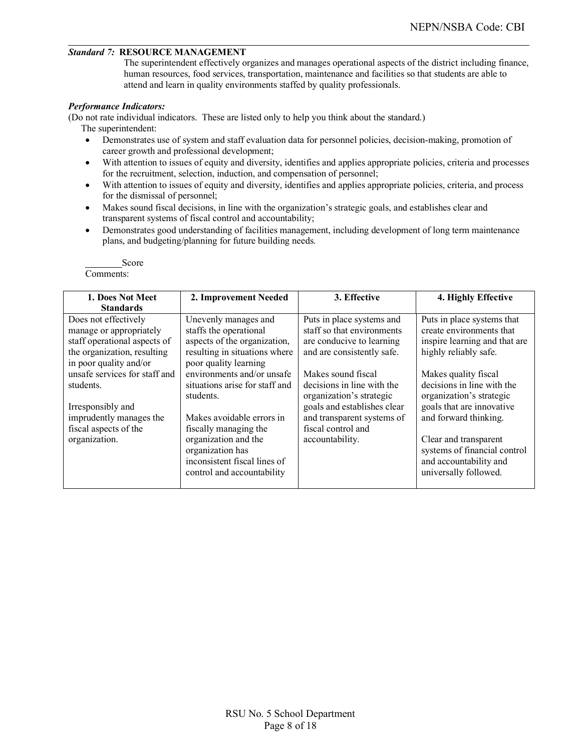***Standard 7:* RESOURCE MANAGEMENT**

The superintendent effectively organizes and manages operational aspects of the district including finance, human resources, food services, transportation, maintenance and facilities so that students are able to attend and learn in quality environments staffed by quality professionals.

***Performance Indicators:***

(Do not rate individual indicators. These are listed only to help you think about the standard.)

The superintendent:

- Demonstrates use of system and staff evaluation data for personnel policies, decision-making, promotion of career growth and professional development;
- With attention to issues of equity and diversity, identifies and applies appropriate policies, criteria and processes for the recruitment, selection, induction, and compensation of personnel;
- With attention to issues of equity and diversity, identifies and applies appropriate policies, criteria, and process for the dismissal of personnel;
- Makes sound fiscal decisions, in line with the organization's strategic goals, and establishes clear and transparent systems of fiscal control and accountability;
- Demonstrates good understanding of facilities management, including development of long term maintenance plans, and budgeting/planning for future building needs.

________Score

Comments:

| 1. Does Not Meet Standards | 2. Improvement Needed | 3. Effective | 4. Highly Effective |
|---|---|---|---|
| Does not effectively manage or appropriately staff operational aspects of the organization, resulting in poor quality and/or unsafe services for staff and students.<br><br>Irresponsibly and imprudently manages the fiscal aspects of the organization. | Unevenly manages and staffs the operational aspects of the organization, resulting in situations where poor quality learning environments and/or unsafe situations arise for staff and students.<br><br>Makes avoidable errors in fiscally managing the organization and the organization has inconsistent fiscal lines of control and accountability | Puts in place systems and staff so that environments are conducive to learning and are consistently safe.<br><br>Makes sound fiscal decisions in line with the organization's strategic goals and establishes clear and transparent systems of fiscal control and accountability. | Puts in place systems that create environments that inspire learning and that are highly reliably safe.<br><br>Makes quality fiscal decisions in line with the organization's strategic goals that are innovative and forward thinking.<br><br>Clear and transparent systems of financial control and accountability and universally followed. |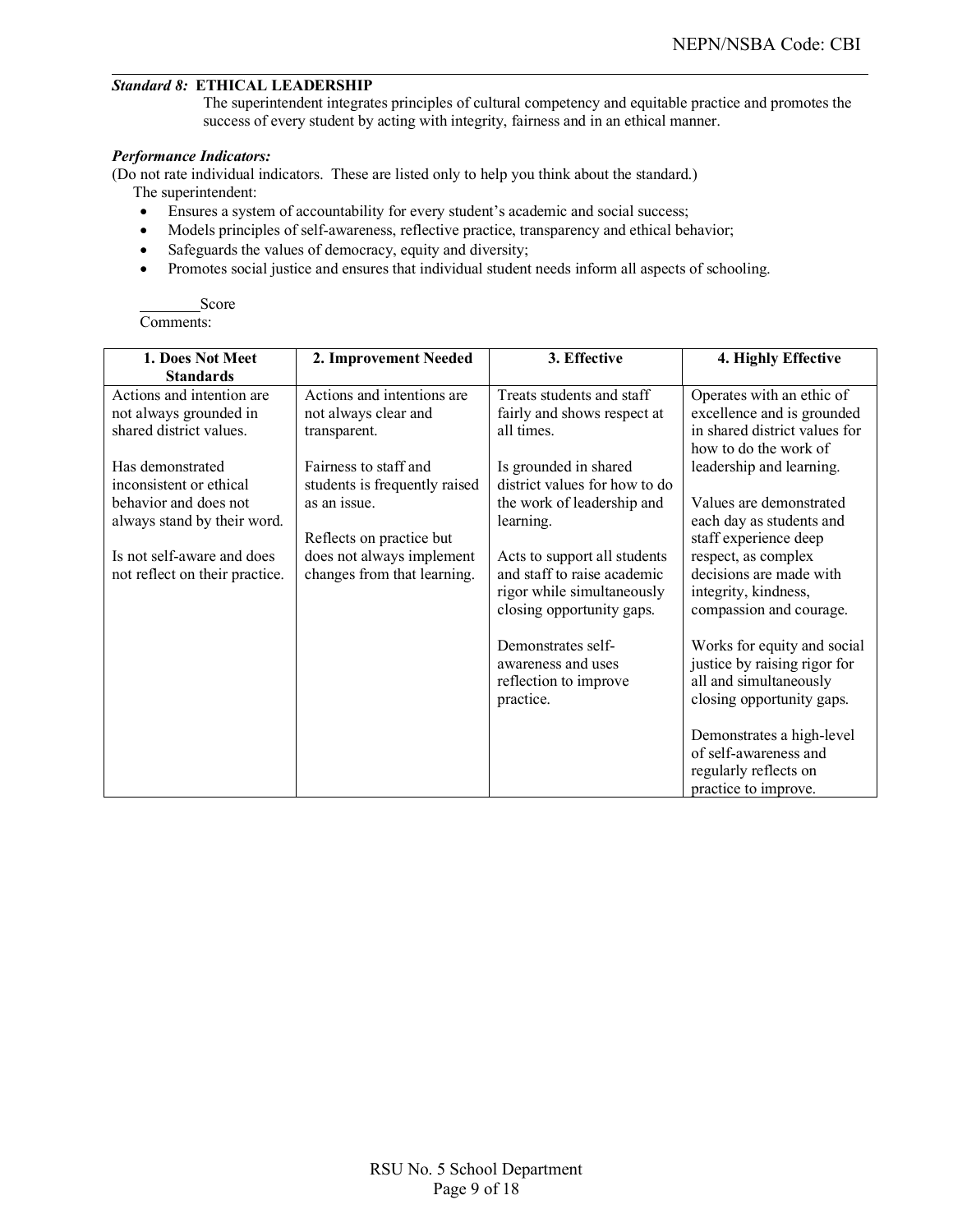***Standard 8:* ETHICAL LEADERSHIP**

The superintendent integrates principles of cultural competency and equitable practice and promotes the success of every student by acting with integrity, fairness and in an ethical manner.

***Performance Indicators:***

(Do not rate individual indicators. These are listed only to help you think about the standard.)

The superintendent:

- Ensures a system of accountability for every student's academic and social success;
- Models principles of self-awareness, reflective practice, transparency and ethical behavior;
- Safeguards the values of democracy, equity and diversity;
- Promotes social justice and ensures that individual student needs inform all aspects of schooling.

________Score

Comments:

| 1. Does Not Meet Standards | 2. Improvement Needed | 3. Effective | 4. Highly Effective |
|---|---|---|---|
| Actions and intention are not always grounded in shared district values.<br><br>Has demonstrated inconsistent or ethical behavior and does not always stand by their word.<br><br>Is not self-aware and does not reflect on their practice. | Actions and intentions are not always clear and transparent.<br><br>Fairness to staff and students is frequently raised as an issue.<br><br>Reflects on practice but does not always implement changes from that learning. | Treats students and staff fairly and shows respect at all times.<br><br>Is grounded in shared district values for how to do the work of leadership and learning.<br><br>Acts to support all students and staff to raise academic rigor while simultaneously closing opportunity gaps.<br><br>Demonstrates self-awareness and uses reflection to improve practice. | Operates with an ethic of excellence and is grounded in shared district values for how to do the work of leadership and learning.<br><br>Values are demonstrated each day as students and staff experience deep respect, as complex decisions are made with integrity, kindness, compassion and courage.<br><br>Works for equity and social justice by raising rigor for all and simultaneously closing opportunity gaps.<br><br>Demonstrates a high-level of self-awareness and regularly reflects on practice to improve. |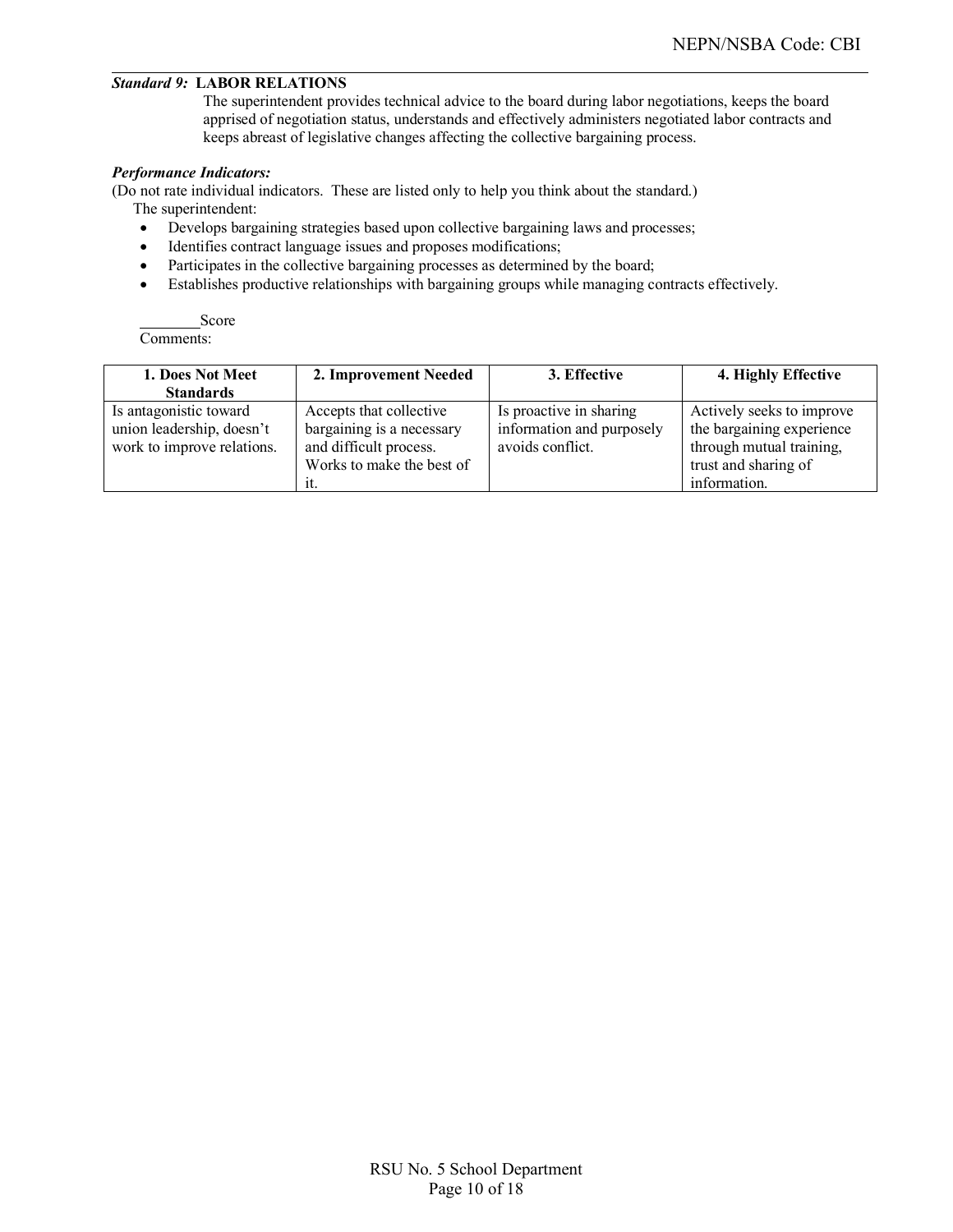***Standard 9:* LABOR RELATIONS**

The superintendent provides technical advice to the board during labor negotiations, keeps the board apprised of negotiation status, understands and effectively administers negotiated labor contracts and keeps abreast of legislative changes affecting the collective bargaining process.

***Performance Indicators:***

(Do not rate individual indicators. These are listed only to help you think about the standard.)

The superintendent:

- Develops bargaining strategies based upon collective bargaining laws and processes;
- Identifies contract language issues and proposes modifications;
- Participates in the collective bargaining processes as determined by the board;
- Establishes productive relationships with bargaining groups while managing contracts effectively.

________Score

Comments:

| 1. Does Not Meet Standards | 2. Improvement Needed | 3. Effective | 4. Highly Effective |
|---|---|---|---|
| Is antagonistic toward union leadership, doesn't work to improve relations. | Accepts that collective bargaining is a necessary and difficult process. Works to make the best of it. | Is proactive in sharing information and purposely avoids conflict. | Actively seeks to improve the bargaining experience through mutual training, trust and sharing of information. |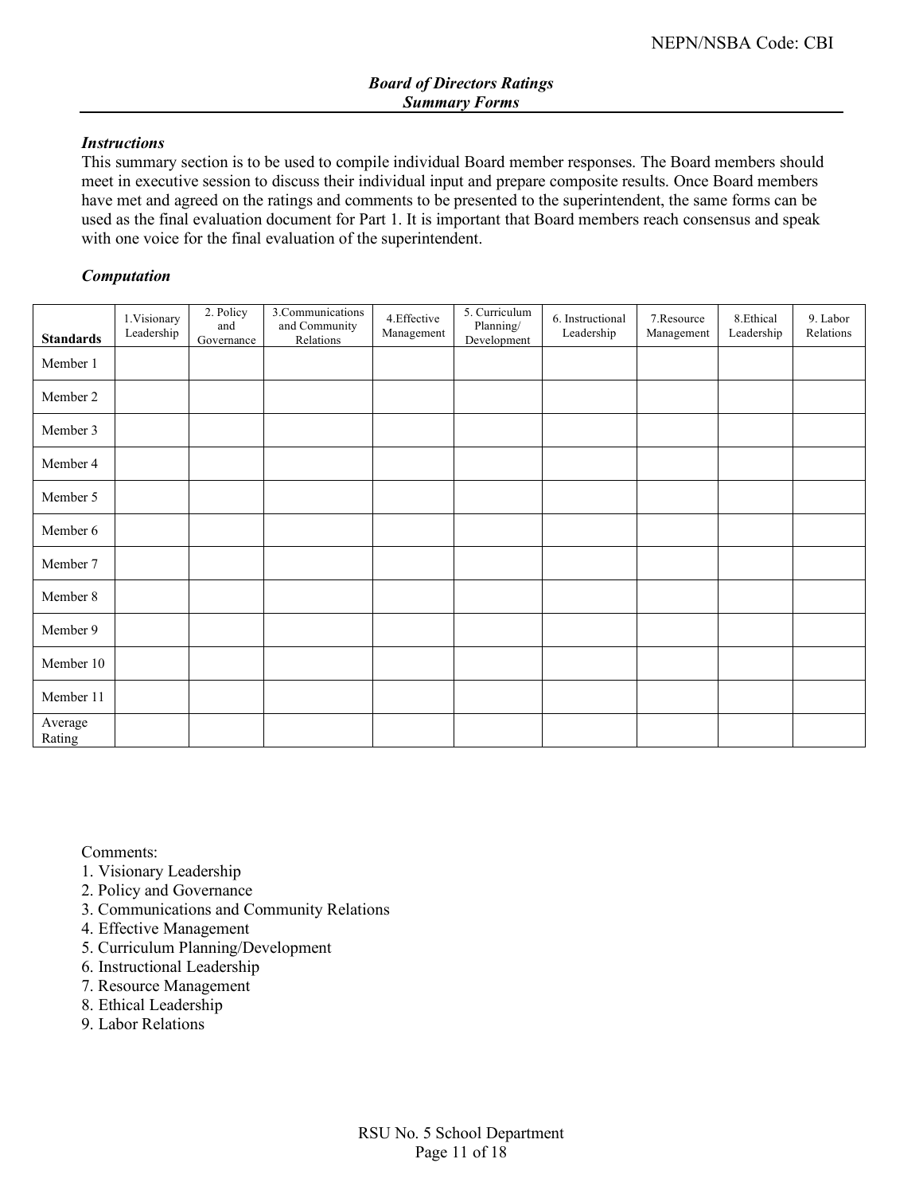## *Board of Directors Ratings*
## *Summary Forms*

### *Instructions*

This summary section is to be used to compile individual Board member responses. The Board members should meet in executive session to discuss their individual input and prepare composite results. Once Board members have met and agreed on the ratings and comments to be presented to the superintendent, the same forms can be used as the final evaluation document for Part 1. It is important that Board members reach consensus and speak with one voice for the final evaluation of the superintendent.

### *Computation*

| **Standards** | 1.Visionary Leadership | 2. Policy and Governance | 3.Communications and Community Relations | 4.Effective Management | 5. Curriculum Planning/ Development | 6. Instructional Leadership | 7.Resource Management | 8.Ethical Leadership | 9. Labor Relations |
|---|---|---|---|---|---|---|---|---|---|
| Member 1 | | | | | | | | | |
| Member 2 | | | | | | | | | |
| Member 3 | | | | | | | | | |
| Member 4 | | | | | | | | | |
| Member 5 | | | | | | | | | |
| Member 6 | | | | | | | | | |
| Member 7 | | | | | | | | | |
| Member 8 | | | | | | | | | |
| Member 9 | | | | | | | | | |
| Member 10 | | | | | | | | | |
| Member 11 | | | | | | | | | |
| Average Rating | | | | | | | | | |

Comments:

1. Visionary Leadership
2. Policy and Governance
3. Communications and Community Relations
4. Effective Management
5. Curriculum Planning/Development
6. Instructional Leadership
7. Resource Management
8. Ethical Leadership
9. Labor Relations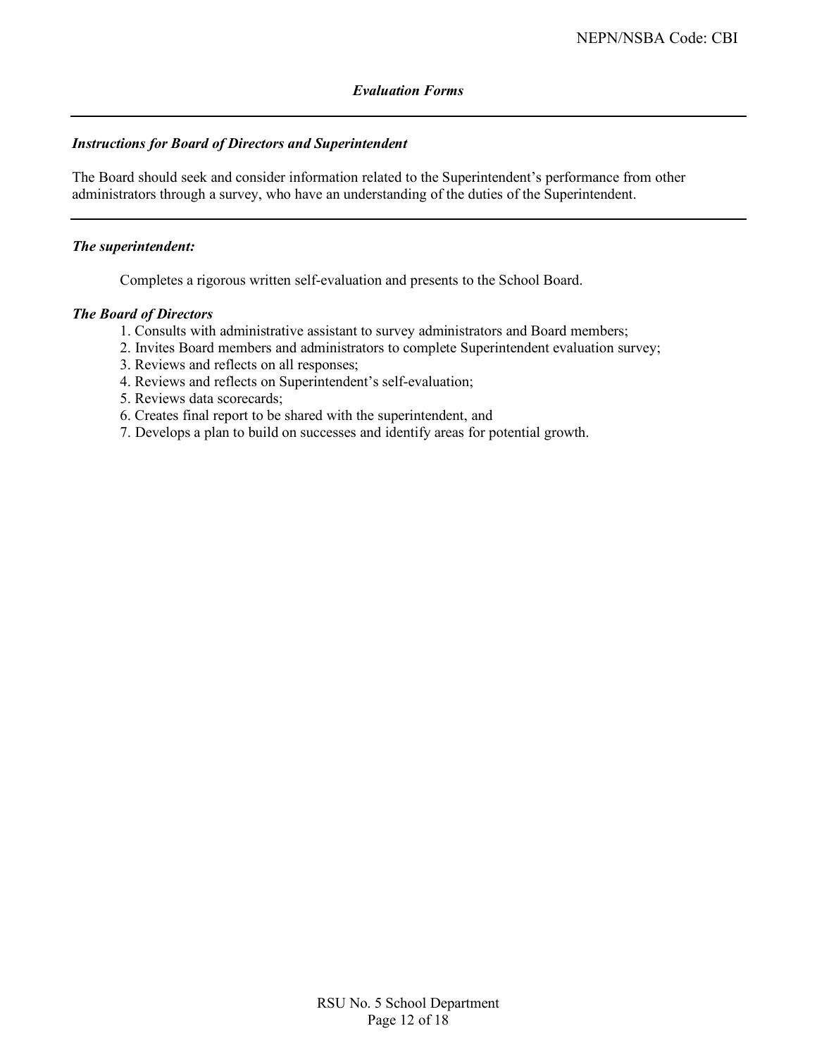### *Evaluation Forms*

---

***Instructions for Board of Directors and Superintendent***

The Board should seek and consider information related to the Superintendent's performance from other administrators through a survey, who have an understanding of the duties of the Superintendent.

---

***The superintendent:***

Completes a rigorous written self-evaluation and presents to the School Board.

***The Board of Directors***

1. Consults with administrative assistant to survey administrators and Board members;
2. Invites Board members and administrators to complete Superintendent evaluation survey;
3. Reviews and reflects on all responses;
4. Reviews and reflects on Superintendent's self-evaluation;
5. Reviews data scorecards;
6. Creates final report to be shared with the superintendent, and
7. Develops a plan to build on successes and identify areas for potential growth.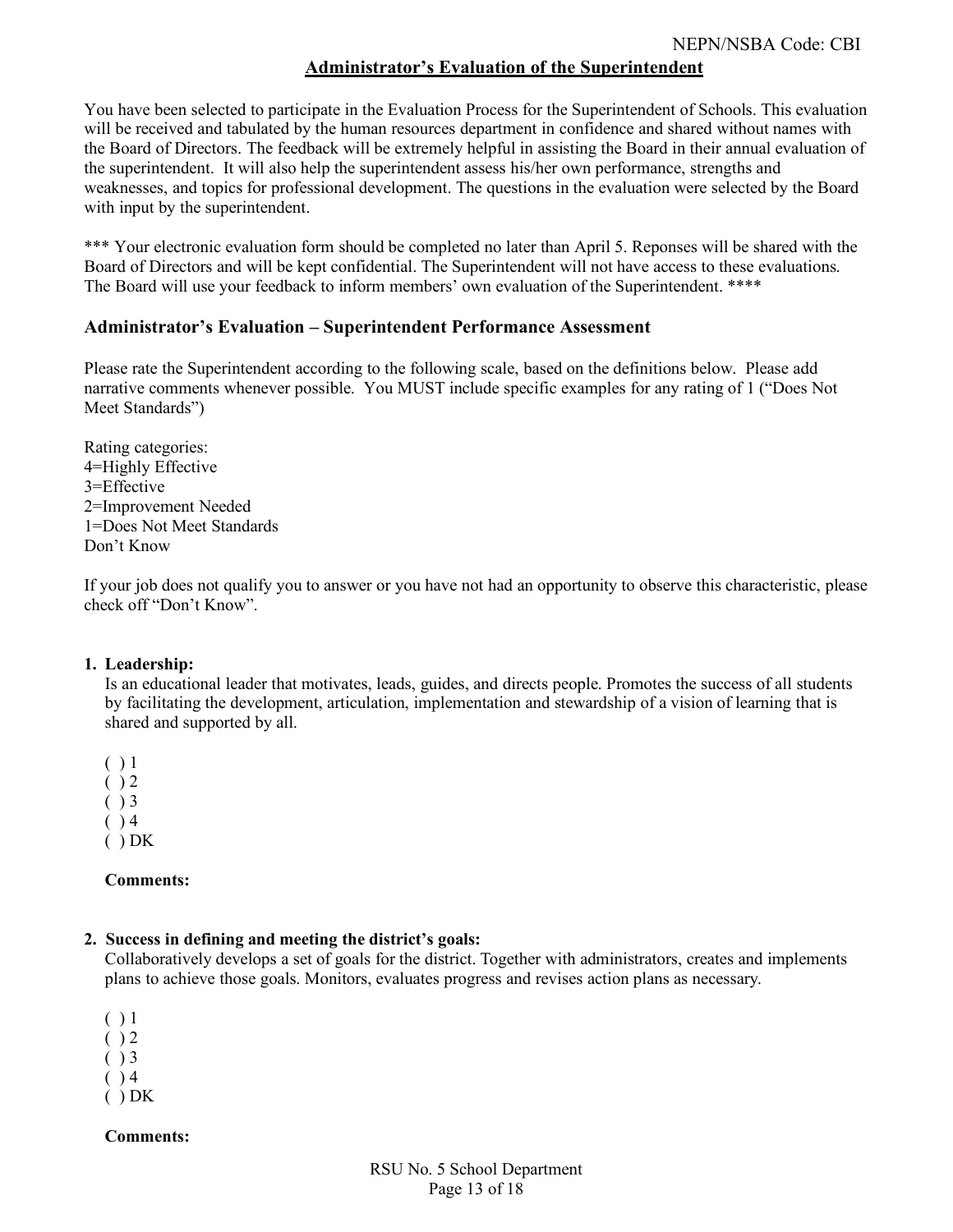NEPN/NSBA Code: CBI

## Administrator's Evaluation of the Superintendent

You have been selected to participate in the Evaluation Process for the Superintendent of Schools. This evaluation will be received and tabulated by the human resources department in confidence and shared without names with the Board of Directors. The feedback will be extremely helpful in assisting the Board in their annual evaluation of the superintendent. It will also help the superintendent assess his/her own performance, strengths and weaknesses, and topics for professional development. The questions in the evaluation were selected by the Board with input by the superintendent.

*** Your electronic evaluation form should be completed no later than April 5. Reponses will be shared with the Board of Directors and will be kept confidential. The Superintendent will not have access to these evaluations. The Board will use your feedback to inform members' own evaluation of the Superintendent. ****

### Administrator's Evaluation – Superintendent Performance Assessment

Please rate the Superintendent according to the following scale, based on the definitions below. Please add narrative comments whenever possible. You MUST include specific examples for any rating of 1 ("Does Not Meet Standards")

Rating categories:
4=Highly Effective
3=Effective
2=Improvement Needed
1=Does Not Meet Standards
Don't Know

If your job does not qualify you to answer or you have not had an opportunity to observe this characteristic, please check off "Don't Know".

**1. Leadership:**

Is an educational leader that motivates, leads, guides, and directs people. Promotes the success of all students by facilitating the development, articulation, implementation and stewardship of a vision of learning that is shared and supported by all.

( ) 1
( ) 2
( ) 3
( ) 4
( ) DK

**Comments:**

**2. Success in defining and meeting the district's goals:**

Collaboratively develops a set of goals for the district. Together with administrators, creates and implements plans to achieve those goals. Monitors, evaluates progress and revises action plans as necessary.

( ) 1
( ) 2
( ) 3
( ) 4
( ) DK

**Comments:**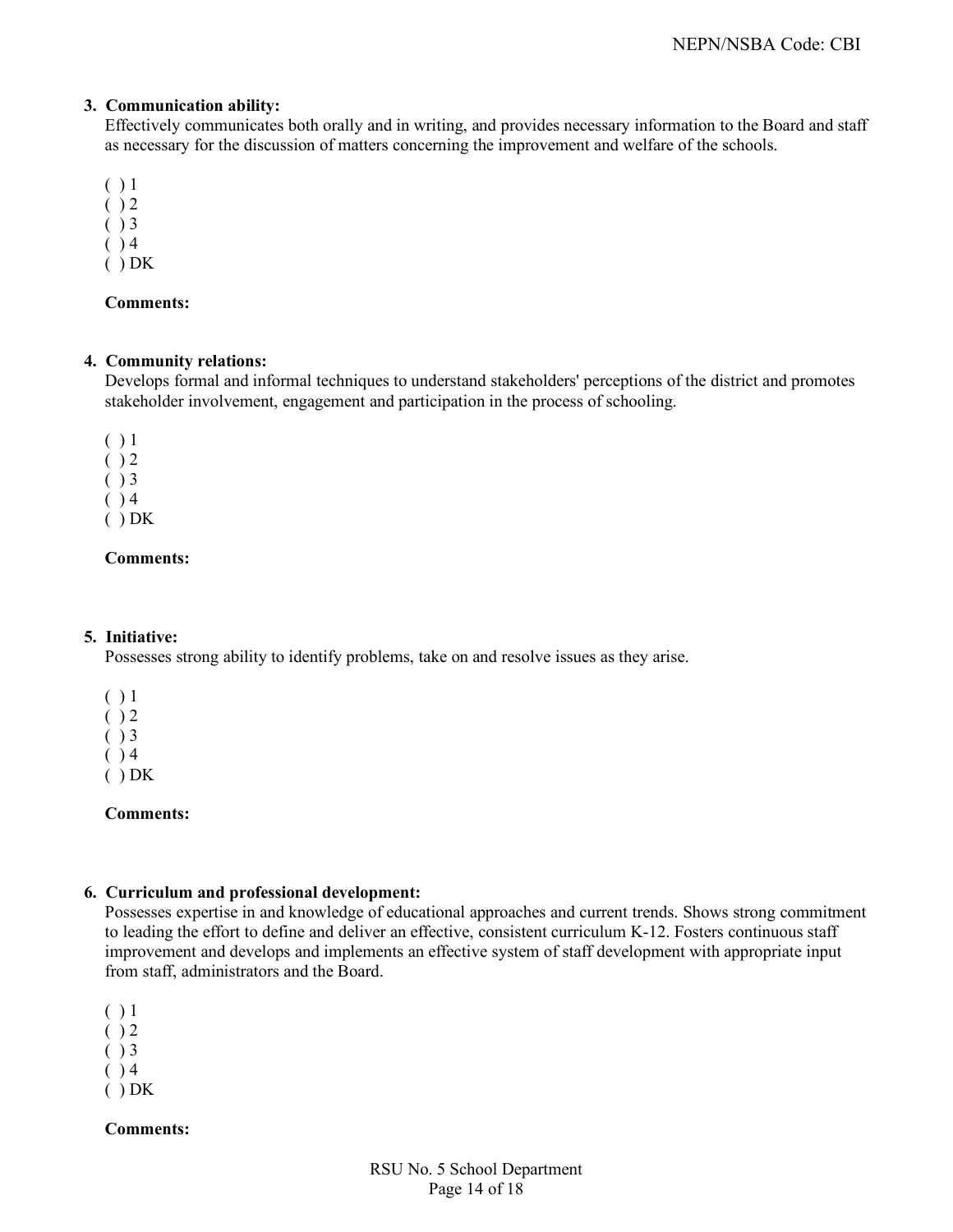3. **Communication ability:**
   Effectively communicates both orally and in writing, and provides necessary information to the Board and staff as necessary for the discussion of matters concerning the improvement and welfare of the schools.

   ( ) 1
   ( ) 2
   ( ) 3
   ( ) 4
   ( ) DK

   **Comments:**

4. **Community relations:**
   Develops formal and informal techniques to understand stakeholders' perceptions of the district and promotes stakeholder involvement, engagement and participation in the process of schooling.

   ( ) 1
   ( ) 2
   ( ) 3
   ( ) 4
   ( ) DK

   **Comments:**

5. **Initiative:**
   Possesses strong ability to identify problems, take on and resolve issues as they arise.

   ( ) 1
   ( ) 2
   ( ) 3
   ( ) 4
   ( ) DK

   **Comments:**

6. **Curriculum and professional development:**
   Possesses expertise in and knowledge of educational approaches and current trends. Shows strong commitment to leading the effort to define and deliver an effective, consistent curriculum K-12. Fosters continuous staff improvement and develops and implements an effective system of staff development with appropriate input from staff, administrators and the Board.

   ( ) 1
   ( ) 2
   ( ) 3
   ( ) 4
   ( ) DK

   **Comments:**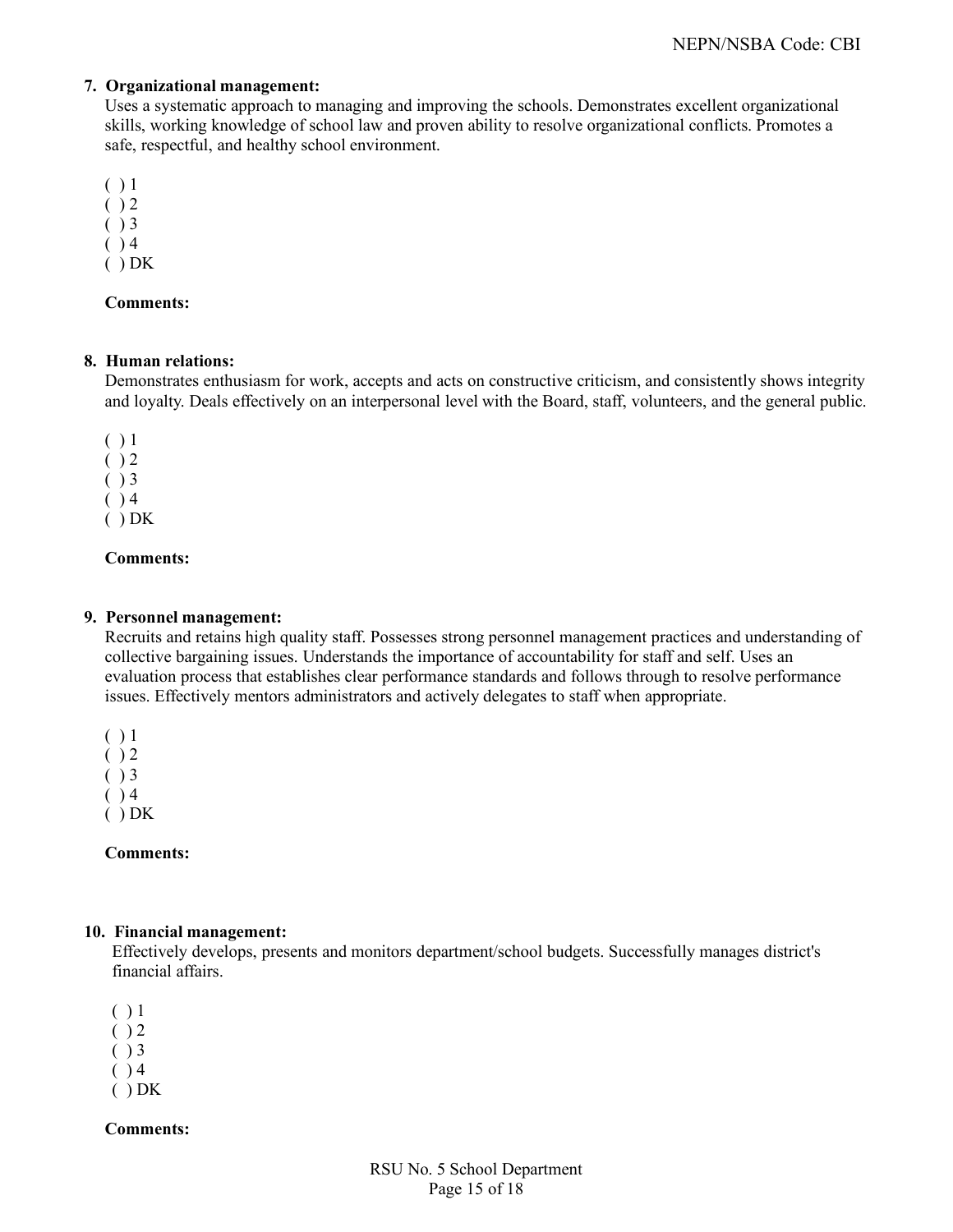**7. Organizational management:**

Uses a systematic approach to managing and improving the schools. Demonstrates excellent organizational skills, working knowledge of school law and proven ability to resolve organizational conflicts. Promotes a safe, respectful, and healthy school environment.

( ) 1
( ) 2
( ) 3
( ) 4
( ) DK

**Comments:**

**8. Human relations:**

Demonstrates enthusiasm for work, accepts and acts on constructive criticism, and consistently shows integrity and loyalty. Deals effectively on an interpersonal level with the Board, staff, volunteers, and the general public.

( ) 1
( ) 2
( ) 3
( ) 4
( ) DK

**Comments:**

**9. Personnel management:**

Recruits and retains high quality staff. Possesses strong personnel management practices and understanding of collective bargaining issues. Understands the importance of accountability for staff and self. Uses an evaluation process that establishes clear performance standards and follows through to resolve performance issues. Effectively mentors administrators and actively delegates to staff when appropriate.

( ) 1
( ) 2
( ) 3
( ) 4
( ) DK

**Comments:**

**10. Financial management:**

Effectively develops, presents and monitors department/school budgets. Successfully manages district's financial affairs.

( ) 1
( ) 2
( ) 3
( ) 4
( ) DK

**Comments:**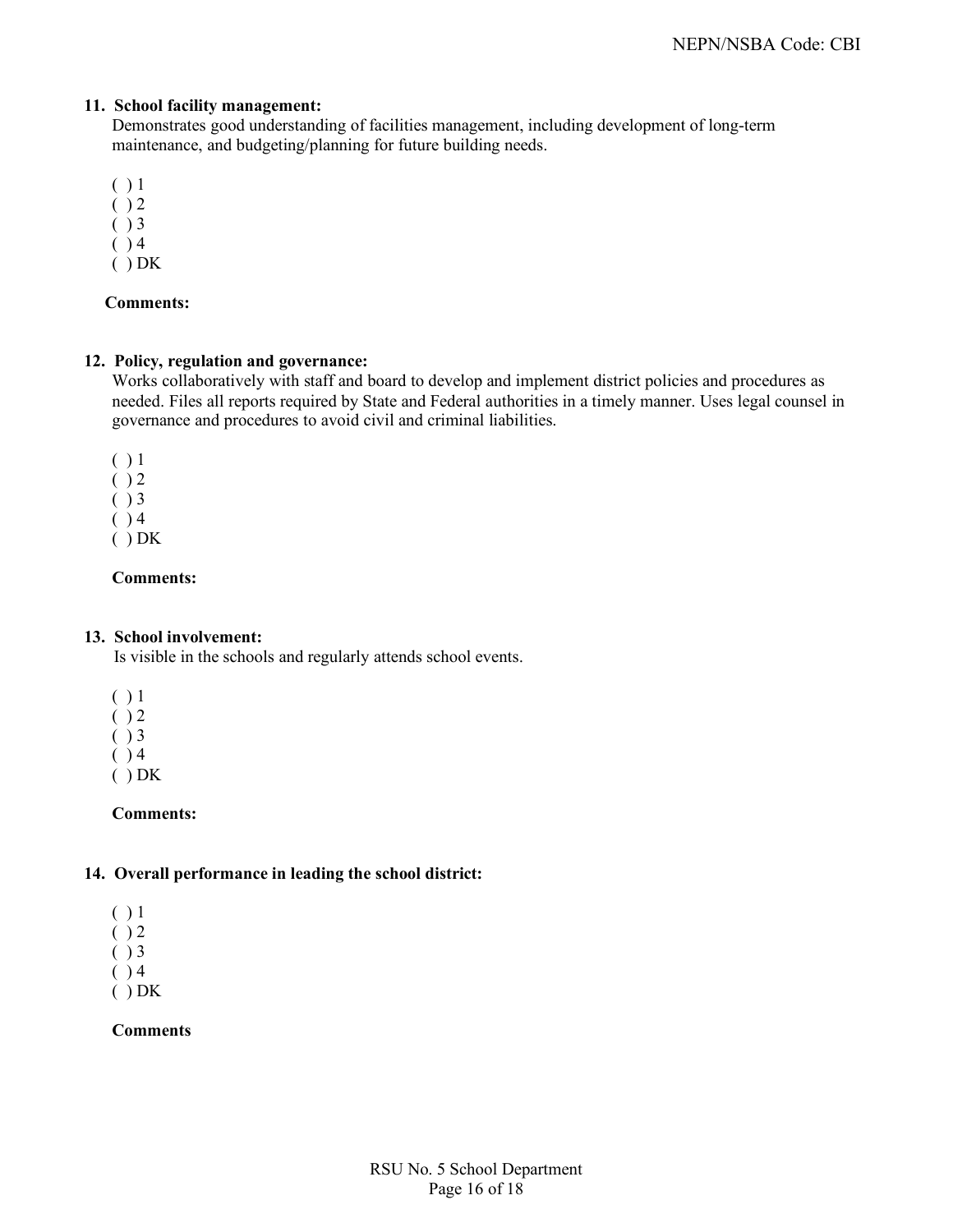**11. School facility management:**

Demonstrates good understanding of facilities management, including development of long-term maintenance, and budgeting/planning for future building needs.

( ) 1
( ) 2
( ) 3
( ) 4
( ) DK

**Comments:**

**12. Policy, regulation and governance:**

Works collaboratively with staff and board to develop and implement district policies and procedures as needed. Files all reports required by State and Federal authorities in a timely manner. Uses legal counsel in governance and procedures to avoid civil and criminal liabilities.

( ) 1
( ) 2
( ) 3
( ) 4
( ) DK

**Comments:**

**13. School involvement:**

Is visible in the schools and regularly attends school events.

( ) 1
( ) 2
( ) 3
( ) 4
( ) DK

**Comments:**

**14. Overall performance in leading the school district:**

( ) 1
( ) 2
( ) 3
( ) 4
( ) DK

**Comments**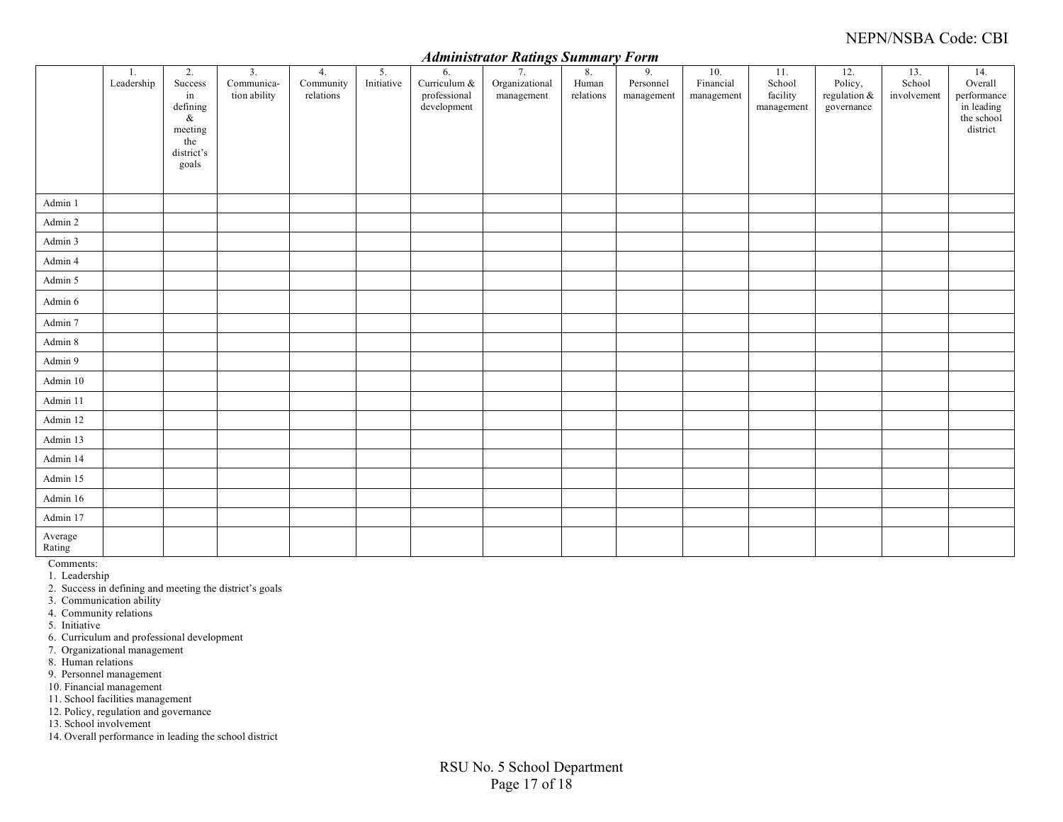### *Administrator Ratings Summary Form*

| | 1. Leadership | 2. Success in defining & meeting the district's goals | 3. Communica-tion ability | 4. Community relations | 5. Initiative | 6. Curriculum & professional development | 7. Organizational management | 8. Human relations | 9. Personnel management | 10. Financial management | 11. School facility management | 12. Policy, regulation & governance | 13. School involvement | 14. Overall performance in leading the school district |
|---|---|---|---|---|---|---|---|---|---|---|---|---|---|---|
| Admin 1 | | | | | | | | | | | | | | |
| Admin 2 | | | | | | | | | | | | | | |
| Admin 3 | | | | | | | | | | | | | | |
| Admin 4 | | | | | | | | | | | | | | |
| Admin 5 | | | | | | | | | | | | | | |
| Admin 6 | | | | | | | | | | | | | | |
| Admin 7 | | | | | | | | | | | | | | |
| Admin 8 | | | | | | | | | | | | | | |
| Admin 9 | | | | | | | | | | | | | | |
| Admin 10 | | | | | | | | | | | | | | |
| Admin 11 | | | | | | | | | | | | | | |
| Admin 12 | | | | | | | | | | | | | | |
| Admin 13 | | | | | | | | | | | | | | |
| Admin 14 | | | | | | | | | | | | | | |
| Admin 15 | | | | | | | | | | | | | | |
| Admin 16 | | | | | | | | | | | | | | |
| Admin 17 | | | | | | | | | | | | | | |
| Average Rating | | | | | | | | | | | | | | |

Comments:

1. Leadership
2. Success in defining and meeting the district's goals
3. Communication ability
4. Community relations
5. Initiative
6. Curriculum and professional development
7. Organizational management
8. Human relations
9. Personnel management
10. Financial management
11. School facilities management
12. Policy, regulation and governance
13. School involvement
14. Overall performance in leading the school district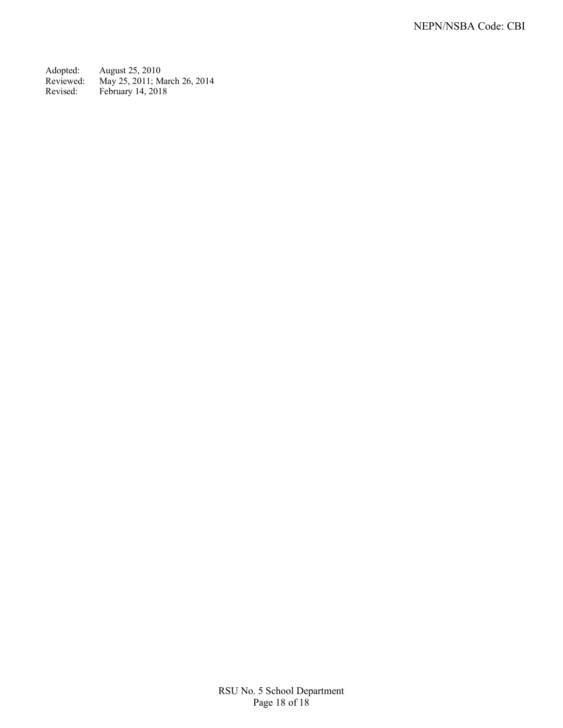Adopted: August 25, 2010
Reviewed: May 25, 2011; March 26, 2014
Revised: February 14, 2018